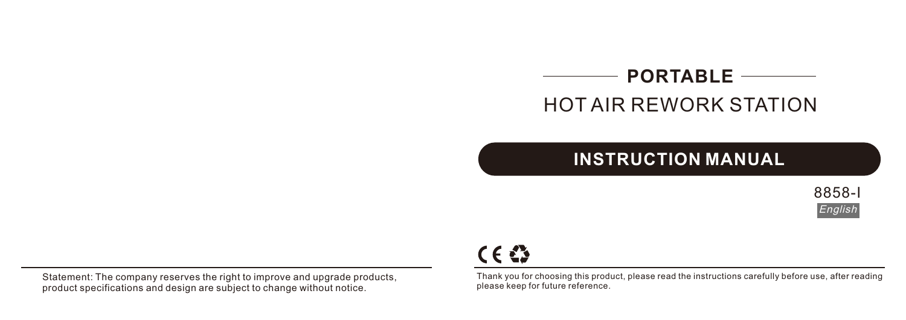Statement: The company reserves the right to improve and upgrade products, product specifications and design are subject to change without notice.

## PORTABLE

# HOT AIR REWORK STATION

## INSTRUCTION MANUAL

8858-I

*English*

CE

Thank you for choosing this product, please read the instructions carefully before use, after reading please keep for future reference.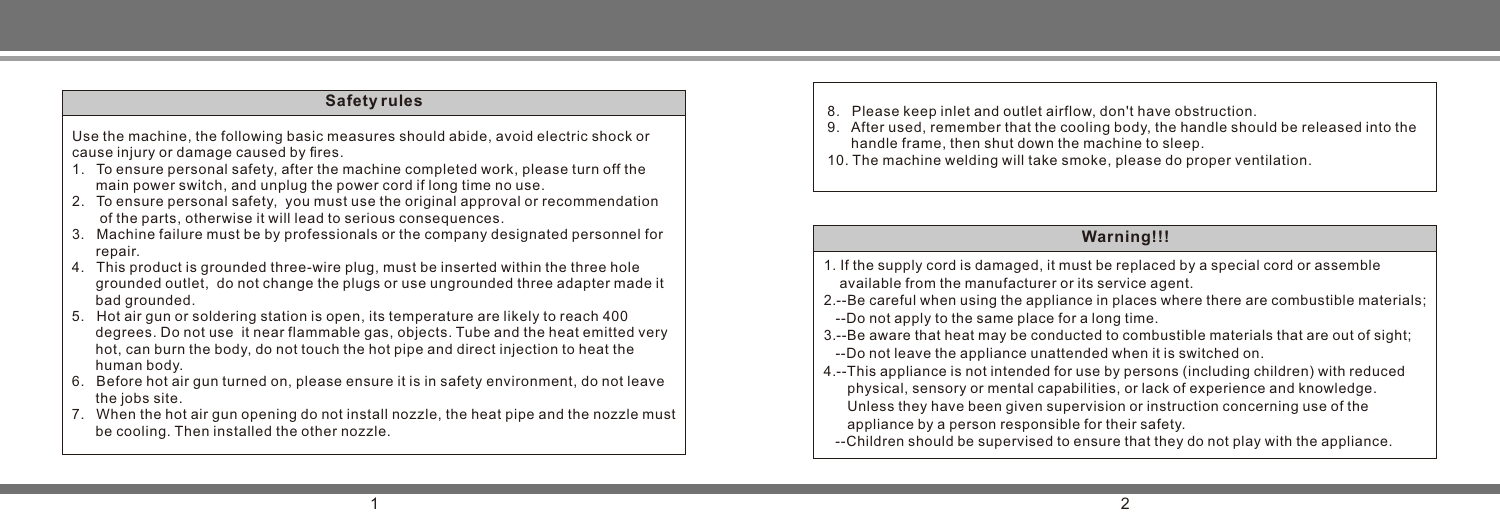## Safety rules

Use the machine, the following basic measures should abide, avoid electric shock or cause injury or damage caused by fires.

1. To ensure personal safety, after the machine completed work, please turn off the main power switch, and unplug the power cord if long time no use.
2. To ensure personal safety, you must use the original approval or recommendation of the parts, otherwise it will lead to serious consequences.
3. Machine failure must be by professionals or the company designated personnel for repair.
4. This product is grounded three-wire plug, must be inserted within the three hole grounded outlet, do not change the plugs or use ungrounded three adapter made it bad grounded.
5. Hot air gun or soldering station is open, its temperature are likely to reach 400 degrees. Do not use it near flammable gas, objects. Tube and the heat emitted very hot, can burn the body, do not touch the hot pipe and direct injection to heat the human body.
6. Before hot air gun turned on, please ensure it is in safety environment, do not leave the jobs site.
7. When the hot air gun opening do not install nozzle, the heat pipe and the nozzle must be cooling. Then installed the other nozzle.
8. Please keep inlet and outlet airflow, don't have obstruction.
9. After used, remember that the cooling body, the handle should be released into the handle frame, then shut down the machine to sleep.
10. The machine welding will take smoke, please do proper ventilation.

## Warning!!!

1. If the supply cord is damaged, it must be replaced by a special cord or assemble available from the manufacturer or its service agent.

2.--Be careful when using the appliance in places where there are combustible materials;
--Do not apply to the same place for a long time.

3.--Be aware that heat may be conducted to combustible materials that are out of sight;
--Do not leave the appliance unattended when it is switched on.

4.--This appliance is not intended for use by persons (including children) with reduced physical, sensory or mental capabilities, or lack of experience and knowledge. Unless they have been given supervision or instruction concerning use of the appliance by a person responsible for their safety.
--Children should be supervised to ensure that they do not play with the appliance.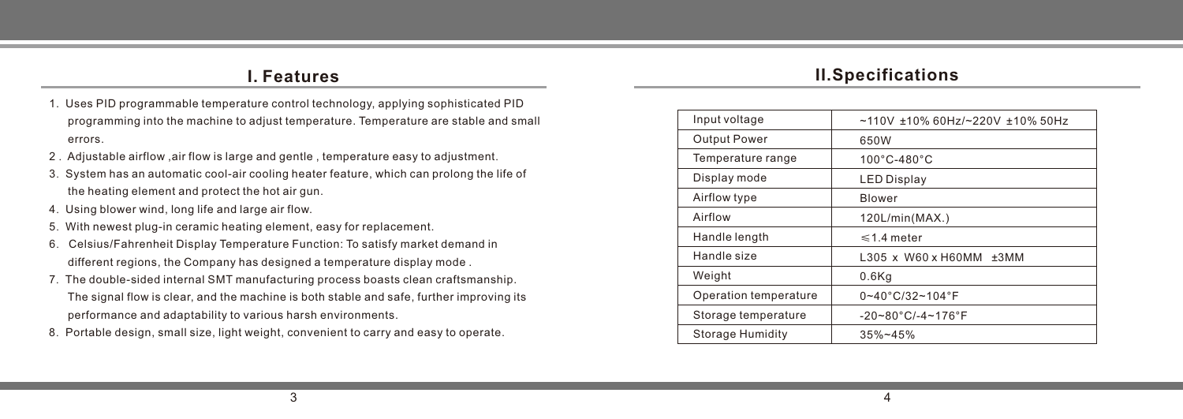## I. Features

1. Uses PID programmable temperature control technology, applying sophisticated PID programming into the machine to adjust temperature. Temperature are stable and small errors.
2. Adjustable airflow ,air flow is large and gentle , temperature easy to adjustment.
3. System has an automatic cool-air cooling heater feature, which can prolong the life of the heating element and protect the hot air gun.
4. Using blower wind, long life and large air flow.
5. With newest plug-in ceramic heating element, easy for replacement.
6. Celsius/Fahrenheit Display Temperature Function: To satisfy market demand in different regions, the Company has designed a temperature display mode .
7. The double-sided internal SMT manufacturing process boasts clean craftsmanship. The signal flow is clear, and the machine is both stable and safe, further improving its performance and adaptability to various harsh environments.
8. Portable design, small size, light weight, convenient to carry and easy to operate.

## II.Specifications

| | |
|---|---|
| Input voltage | ~110V ±10% 60Hz/~220V ±10% 50Hz |
| Output Power | 650W |
| Temperature range | 100°C-480°C |
| Display mode | LED Display |
| Airflow type | Blower |
| Airflow | 120L/min(MAX.) |
| Handle length | ≤1.4 meter |
| Handle size | L305 x W60 x H60MM ±3MM |
| Weight | 0.6Kg |
| Operation temperature | 0~40°C/32~104°F |
| Storage temperature | -20~80°C/-4~176°F |
| Storage Humidity | 35%~45% |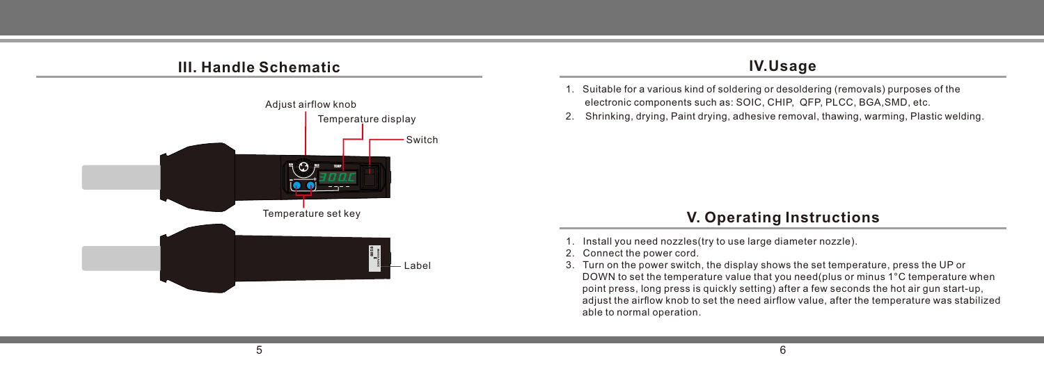## III. Handle Schematic

Adjust airflow knob

Temperature display

Switch

Temperature set key

Label

## IV.Usage

1. Suitable for a various kind of soldering or desoldering (removals) purposes of the electronic components such as: SOIC, CHIP, QFP, PLCC, BGA,SMD, etc.
2. Shrinking, drying, Paint drying, adhesive removal, thawing, warming, Plastic welding.

## V. Operating Instructions

1. Install you need nozzles(try to use large diameter nozzle).
2. Connect the power cord.
3. Turn on the power switch, the display shows the set temperature, press the UP or DOWN to set the temperature value that you need(plus or minus 1°C temperature when point press, long press is quickly setting) after a few seconds the hot air gun start-up, adjust the airflow knob to set the need airflow value, after the temperature was stabilized able to normal operation.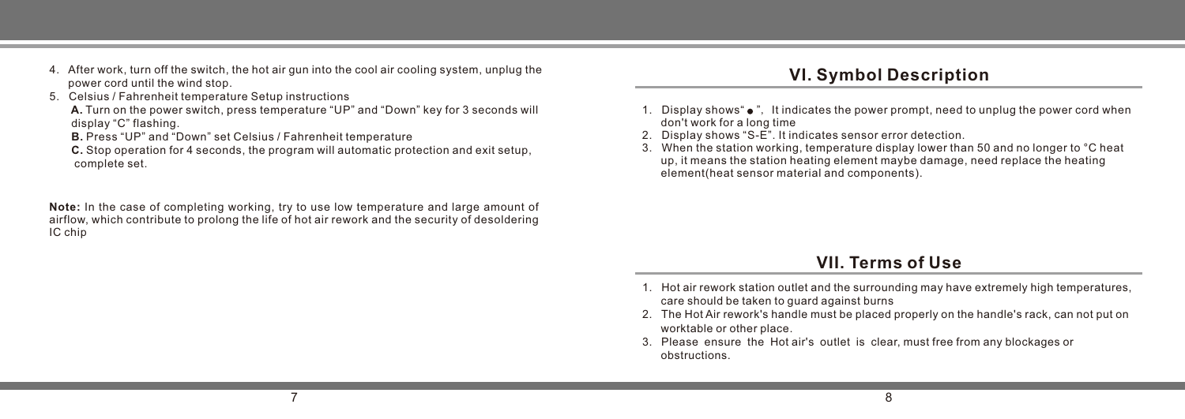4. After work, turn off the switch, the hot air gun into the cool air cooling system, unplug the power cord until the wind stop.
5. Celsius / Fahrenheit temperature Setup instructions
   **A.** Turn on the power switch, press temperature "UP" and "Down" key for 3 seconds will display "C" flashing.
   **B.** Press "UP" and "Down" set Celsius / Fahrenheit temperature
   **C.** Stop operation for 4 seconds, the program will automatic protection and exit setup, complete set.

**Note:** In the case of completing working, try to use low temperature and large amount of airflow, which contribute to prolong the life of hot air rework and the security of desoldering IC chip

## VI. Symbol Description

1. Display shows" ● ", It indicates the power prompt, need to unplug the power cord when don't work for a long time
2. Display shows "S-E". It indicates sensor error detection.
3. When the station working, temperature display lower than 50 and no longer to °C heat up, it means the station heating element maybe damage, need replace the heating element(heat sensor material and components).

## VII. Terms of Use

1. Hot air rework station outlet and the surrounding may have extremely high temperatures, care should be taken to guard against burns
2. The Hot Air rework's handle must be placed properly on the handle's rack, can not put on worktable or other place.
3. Please ensure the Hot air's outlet is clear, must free from any blockages or obstructions.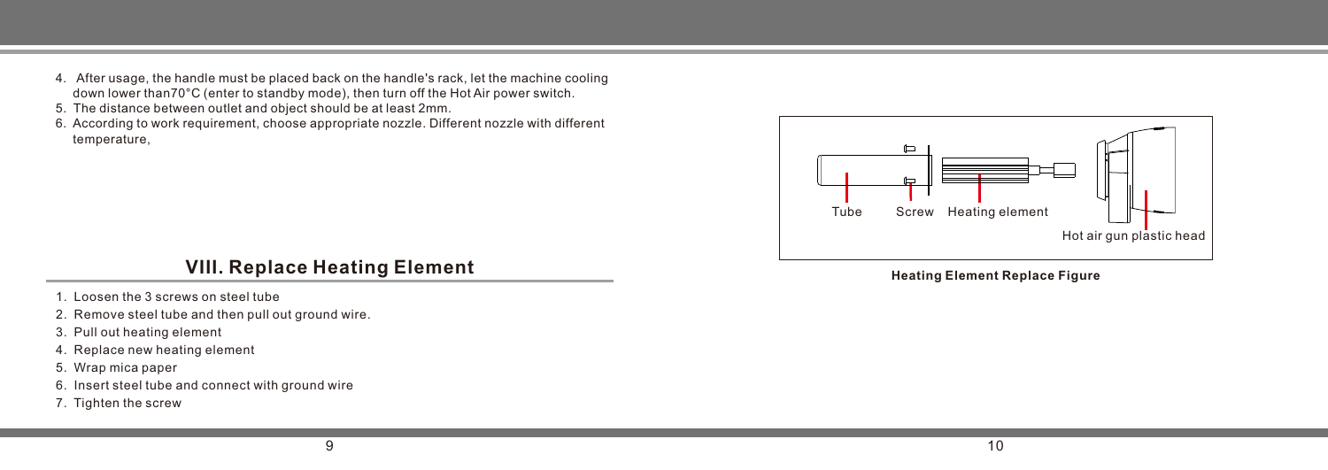4. After usage, the handle must be placed back on the handle's rack, let the machine cooling down lower than70°C (enter to standby mode), then turn off the Hot Air power switch.
5. The distance between outlet and object should be at least 2mm.
6. According to work requirement, choose appropriate nozzle. Different nozzle with different temperature,

## VIII. Replace Heating Element

1. Loosen the 3 screws on steel tube
2. Remove steel tube and then pull out ground wire.
3. Pull out heating element
4. Replace new heating element
5. Wrap mica paper
6. Insert steel tube and connect with ground wire
7. Tighten the screw

Tube
Screw
Heating element
Hot air gun plastic head

**Heating Element Replace Figure**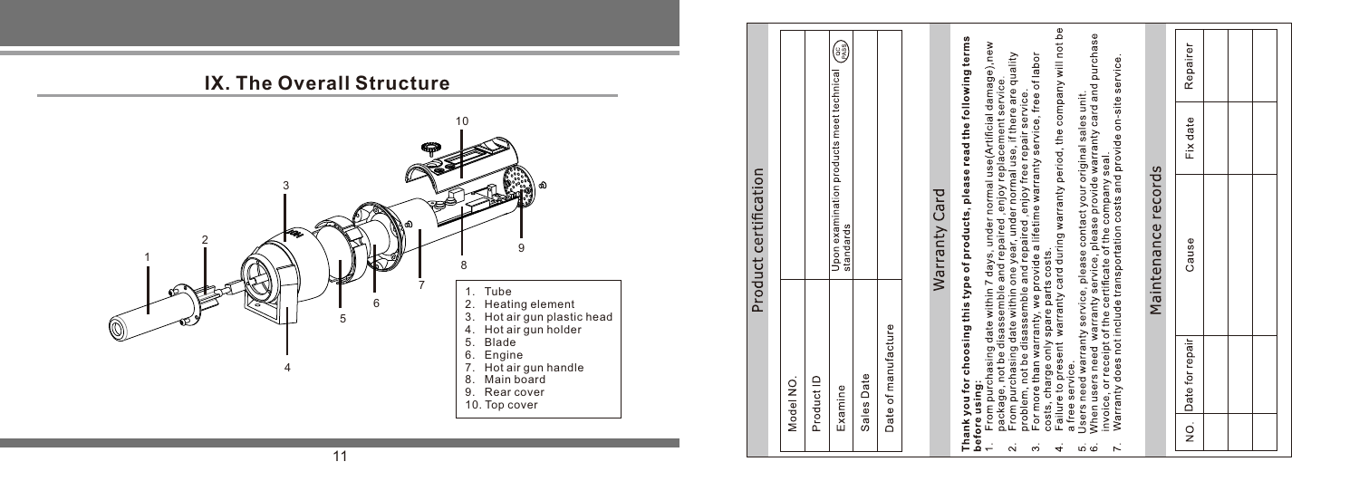# IX. The Overall Structure

1. Tube
2. Heating element
3. Hot air gun plastic head
4. Hot air gun holder
5. Blade
6. Engine
7. Hot air gun handle
8. Main board
9. Rear cover
10. Top cover

## Product certification

| | |
|---|---|
| Model NO. | |
| Product ID | |
| Examine | Upon examination products meet technical standards (QC PASS) |
| Sales Date | |
| Date of manufacture | |

## Warranty Card

**Thank you for choosing this type of products, please read the following terms before using:**

1. From purchasing date within 7 days, under normal use(Artificial damage),new package, not be disassemble and repaired, enjoy replacement service.
2. From purchasing date within one year, under normal use, if there are quality problem, not be disassemble and repaired, enjoy free repair service.
3. For more than warranty, we provide a lifetime warranty service, free of labor costs, charge only spare parts costs.
4. Failure to present warranty card during warranty period, the company will not be a free service.
5. Users need warranty service, please contact your original sales unit.
6. When users need warranty service, please provide warranty card and purchase invoice, or receipt of the certificate of the company seal.
7. Warranty does not include transportation costs and provide on-site service.

## Maintenance records

| NO. | Date for repair | Cause | Fix date | Repairer |
|---|---|---|---|---|
| | | | | |
| | | | | |
| | | | | |